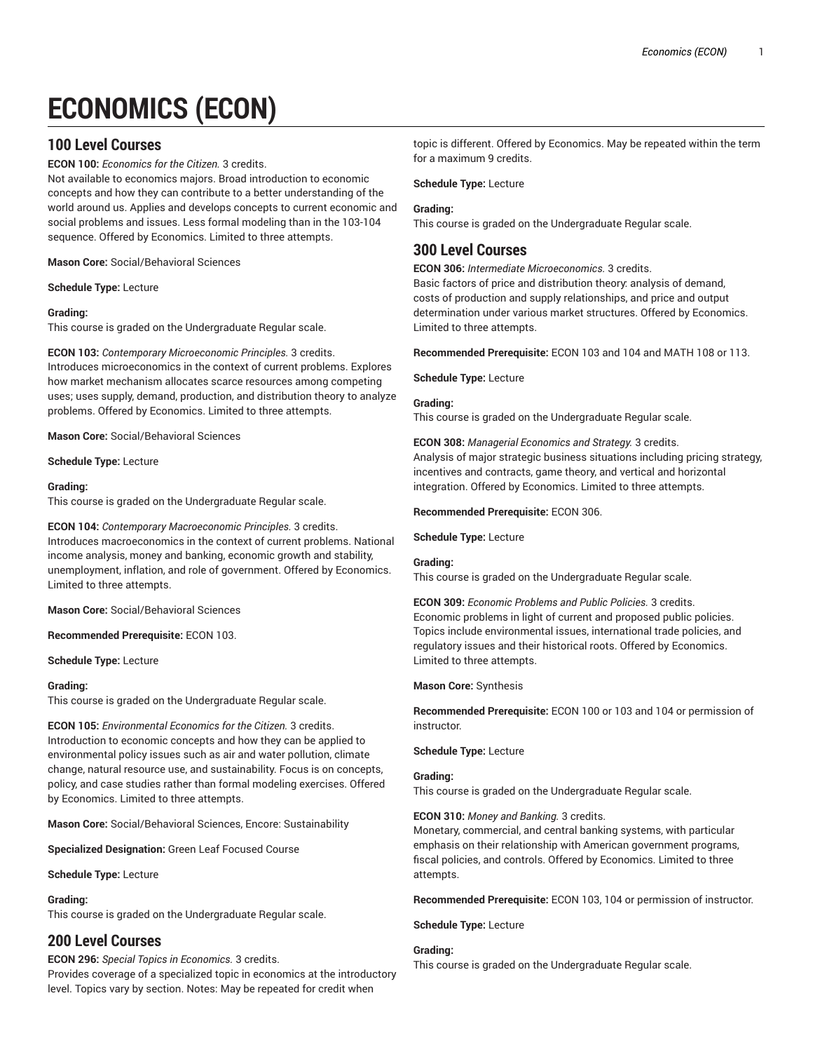# ECONOMICS (ECON)

## 100 Level Courses

**ECON 100:** *Economics for the Citizen.* 3 credits.
Not available to economics majors. Broad introduction to economic concepts and how they can contribute to a better understanding of the world around us. Applies and develops concepts to current economic and social problems and issues. Less formal modeling than in the 103-104 sequence. Offered by Economics. Limited to three attempts.

**Mason Core:** Social/Behavioral Sciences

**Schedule Type:** Lecture

**Grading:**
This course is graded on the Undergraduate Regular scale.

**ECON 103:** *Contemporary Microeconomic Principles.* 3 credits.
Introduces microeconomics in the context of current problems. Explores how market mechanism allocates scarce resources among competing uses; uses supply, demand, production, and distribution theory to analyze problems. Offered by Economics. Limited to three attempts.

**Mason Core:** Social/Behavioral Sciences

**Schedule Type:** Lecture

**Grading:**
This course is graded on the Undergraduate Regular scale.

**ECON 104:** *Contemporary Macroeconomic Principles.* 3 credits.
Introduces macroeconomics in the context of current problems. National income analysis, money and banking, economic growth and stability, unemployment, inflation, and role of government. Offered by Economics. Limited to three attempts.

**Mason Core:** Social/Behavioral Sciences

**Recommended Prerequisite:** ECON 103.

**Schedule Type:** Lecture

**Grading:**
This course is graded on the Undergraduate Regular scale.

**ECON 105:** *Environmental Economics for the Citizen.* 3 credits.
Introduction to economic concepts and how they can be applied to environmental policy issues such as air and water pollution, climate change, natural resource use, and sustainability. Focus is on concepts, policy, and case studies rather than formal modeling exercises. Offered by Economics. Limited to three attempts.

**Mason Core:** Social/Behavioral Sciences, Encore: Sustainability

**Specialized Designation:** Green Leaf Focused Course

**Schedule Type:** Lecture

**Grading:**
This course is graded on the Undergraduate Regular scale.

## 200 Level Courses

**ECON 296:** *Special Topics in Economics.* 3 credits.
Provides coverage of a specialized topic in economics at the introductory level. Topics vary by section. Notes: May be repeated for credit when topic is different. Offered by Economics. May be repeated within the term for a maximum 9 credits.

**Schedule Type:** Lecture

**Grading:**
This course is graded on the Undergraduate Regular scale.

## 300 Level Courses

**ECON 306:** *Intermediate Microeconomics.* 3 credits.
Basic factors of price and distribution theory: analysis of demand, costs of production and supply relationships, and price and output determination under various market structures. Offered by Economics. Limited to three attempts.

**Recommended Prerequisite:** ECON 103 and 104 and MATH 108 or 113.

**Schedule Type:** Lecture

**Grading:**
This course is graded on the Undergraduate Regular scale.

**ECON 308:** *Managerial Economics and Strategy.* 3 credits.
Analysis of major strategic business situations including pricing strategy, incentives and contracts, game theory, and vertical and horizontal integration. Offered by Economics. Limited to three attempts.

**Recommended Prerequisite:** ECON 306.

**Schedule Type:** Lecture

**Grading:**
This course is graded on the Undergraduate Regular scale.

**ECON 309:** *Economic Problems and Public Policies.* 3 credits.
Economic problems in light of current and proposed public policies. Topics include environmental issues, international trade policies, and regulatory issues and their historical roots. Offered by Economics. Limited to three attempts.

**Mason Core:** Synthesis

**Recommended Prerequisite:** ECON 100 or 103 and 104 or permission of instructor.

**Schedule Type:** Lecture

**Grading:**
This course is graded on the Undergraduate Regular scale.

**ECON 310:** *Money and Banking.* 3 credits.
Monetary, commercial, and central banking systems, with particular emphasis on their relationship with American government programs, fiscal policies, and controls. Offered by Economics. Limited to three attempts.

**Recommended Prerequisite:** ECON 103, 104 or permission of instructor.

**Schedule Type:** Lecture

**Grading:**
This course is graded on the Undergraduate Regular scale.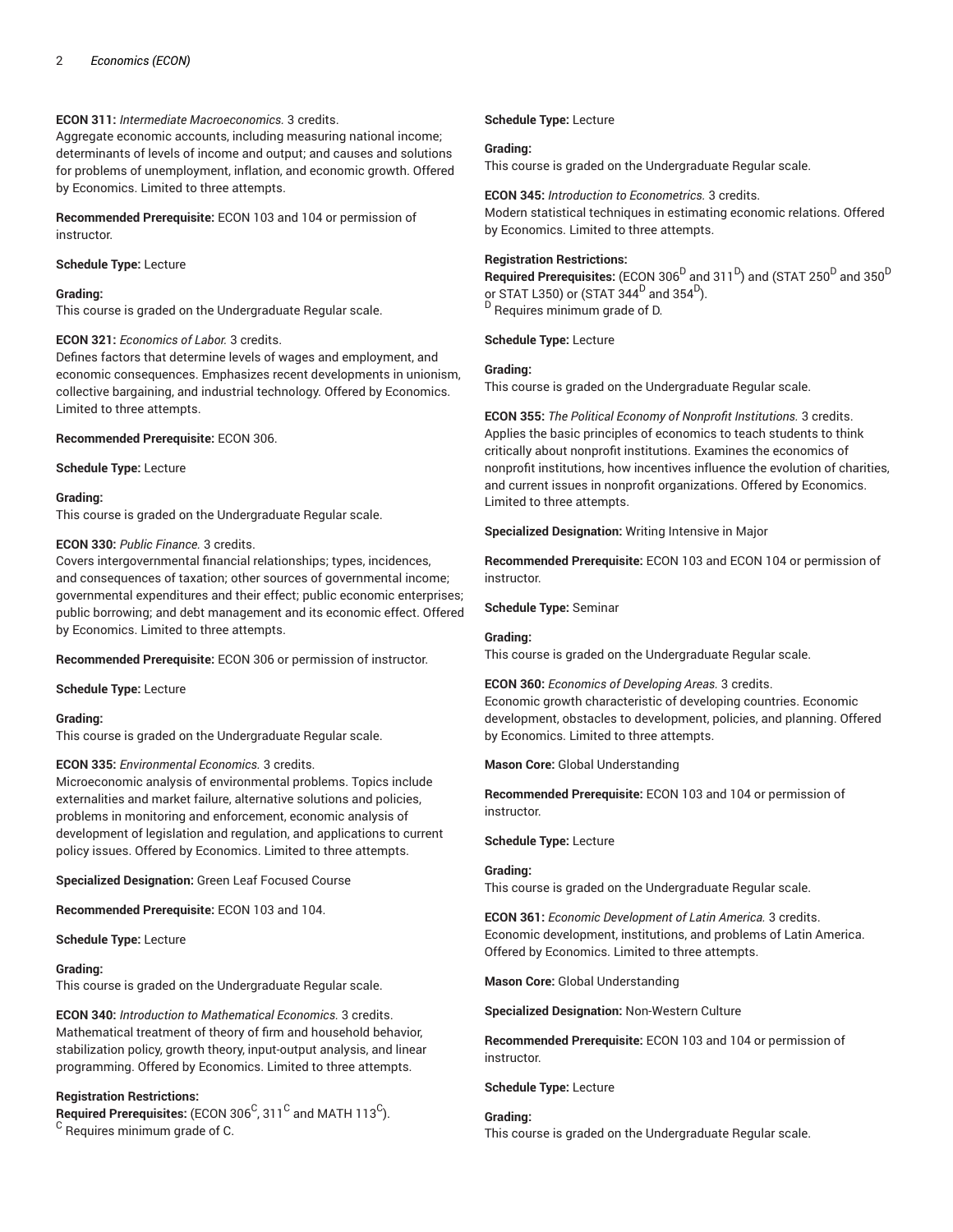**ECON 311:** *Intermediate Macroeconomics.* 3 credits.
Aggregate economic accounts, including measuring national income; determinants of levels of income and output; and causes and solutions for problems of unemployment, inflation, and economic growth. Offered by Economics. Limited to three attempts.

**Recommended Prerequisite:** ECON 103 and 104 or permission of instructor.

**Schedule Type:** Lecture

**Grading:**
This course is graded on the Undergraduate Regular scale.

**ECON 321:** *Economics of Labor.* 3 credits.
Defines factors that determine levels of wages and employment, and economic consequences. Emphasizes recent developments in unionism, collective bargaining, and industrial technology. Offered by Economics. Limited to three attempts.

**Recommended Prerequisite:** ECON 306.

**Schedule Type:** Lecture

**Grading:**
This course is graded on the Undergraduate Regular scale.

**ECON 330:** *Public Finance.* 3 credits.
Covers intergovernmental financial relationships; types, incidences, and consequences of taxation; other sources of governmental income; governmental expenditures and their effect; public economic enterprises; public borrowing; and debt management and its economic effect. Offered by Economics. Limited to three attempts.

**Recommended Prerequisite:** ECON 306 or permission of instructor.

**Schedule Type:** Lecture

**Grading:**
This course is graded on the Undergraduate Regular scale.

**ECON 335:** *Environmental Economics.* 3 credits.
Microeconomic analysis of environmental problems. Topics include externalities and market failure, alternative solutions and policies, problems in monitoring and enforcement, economic analysis of development of legislation and regulation, and applications to current policy issues. Offered by Economics. Limited to three attempts.

**Specialized Designation:** Green Leaf Focused Course

**Recommended Prerequisite:** ECON 103 and 104.

**Schedule Type:** Lecture

**Grading:**
This course is graded on the Undergraduate Regular scale.

**ECON 340:** *Introduction to Mathematical Economics.* 3 credits.
Mathematical treatment of theory of firm and household behavior, stabilization policy, growth theory, input-output analysis, and linear programming. Offered by Economics. Limited to three attempts.

**Registration Restrictions:**
**Required Prerequisites:** (ECON 306[C], 311[C] and MATH 113[C]).
[C] Requires minimum grade of C.

**Schedule Type:** Lecture

**Grading:**
This course is graded on the Undergraduate Regular scale.

**ECON 345:** *Introduction to Econometrics.* 3 credits.
Modern statistical techniques in estimating economic relations. Offered by Economics. Limited to three attempts.

**Registration Restrictions:**
**Required Prerequisites:** (ECON 306[D] and 311[D]) and (STAT 250[D] and 350[D] or STAT L350) or (STAT 344[D] and 354[D]).
[D] Requires minimum grade of D.

**Schedule Type:** Lecture

**Grading:**
This course is graded on the Undergraduate Regular scale.

**ECON 355:** *The Political Economy of Nonprofit Institutions.* 3 credits.
Applies the basic principles of economics to teach students to think critically about nonprofit institutions. Examines the economics of nonprofit institutions, how incentives influence the evolution of charities, and current issues in nonprofit organizations. Offered by Economics. Limited to three attempts.

**Specialized Designation:** Writing Intensive in Major

**Recommended Prerequisite:** ECON 103 and ECON 104 or permission of instructor.

**Schedule Type:** Seminar

**Grading:**
This course is graded on the Undergraduate Regular scale.

**ECON 360:** *Economics of Developing Areas.* 3 credits.
Economic growth characteristic of developing countries. Economic development, obstacles to development, policies, and planning. Offered by Economics. Limited to three attempts.

**Mason Core:** Global Understanding

**Recommended Prerequisite:** ECON 103 and 104 or permission of instructor.

**Schedule Type:** Lecture

**Grading:**
This course is graded on the Undergraduate Regular scale.

**ECON 361:** *Economic Development of Latin America.* 3 credits.
Economic development, institutions, and problems of Latin America. Offered by Economics. Limited to three attempts.

**Mason Core:** Global Understanding

**Specialized Designation:** Non-Western Culture

**Recommended Prerequisite:** ECON 103 and 104 or permission of instructor.

**Schedule Type:** Lecture

**Grading:**
This course is graded on the Undergraduate Regular scale.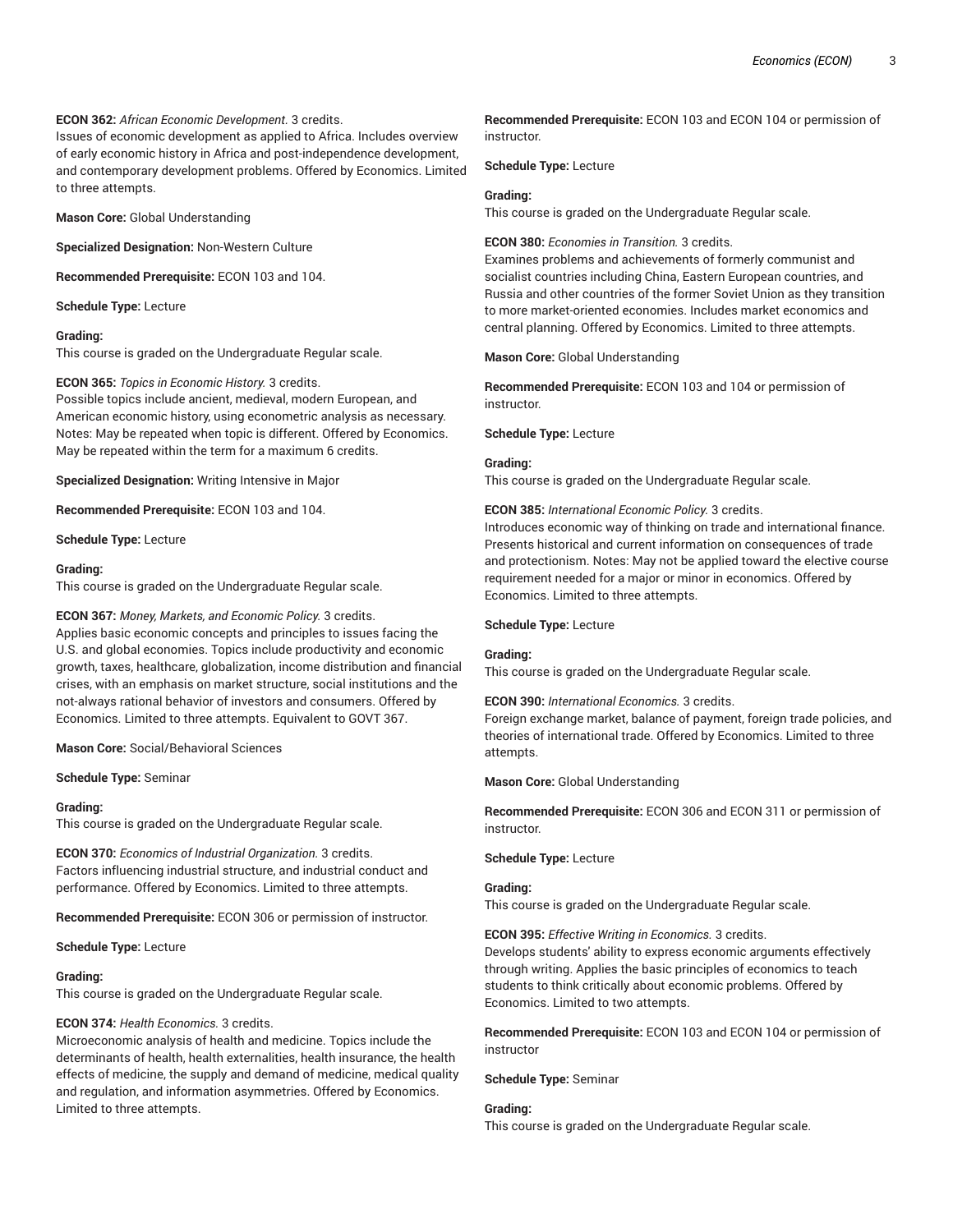**ECON 362:** *African Economic Development.* 3 credits.
Issues of economic development as applied to Africa. Includes overview of early economic history in Africa and post-independence development, and contemporary development problems. Offered by Economics. Limited to three attempts.

**Mason Core:** Global Understanding

**Specialized Designation:** Non-Western Culture

**Recommended Prerequisite:** ECON 103 and 104.

**Schedule Type:** Lecture

**Grading:**
This course is graded on the Undergraduate Regular scale.

**ECON 365:** *Topics in Economic History.* 3 credits.
Possible topics include ancient, medieval, modern European, and American economic history, using econometric analysis as necessary. Notes: May be repeated when topic is different. Offered by Economics. May be repeated within the term for a maximum 6 credits.

**Specialized Designation:** Writing Intensive in Major

**Recommended Prerequisite:** ECON 103 and 104.

**Schedule Type:** Lecture

**Grading:**
This course is graded on the Undergraduate Regular scale.

**ECON 367:** *Money, Markets, and Economic Policy.* 3 credits.
Applies basic economic concepts and principles to issues facing the U.S. and global economies. Topics include productivity and economic growth, taxes, healthcare, globalization, income distribution and financial crises, with an emphasis on market structure, social institutions and the not-always rational behavior of investors and consumers. Offered by Economics. Limited to three attempts. Equivalent to GOVT 367.

**Mason Core:** Social/Behavioral Sciences

**Schedule Type:** Seminar

**Grading:**
This course is graded on the Undergraduate Regular scale.

**ECON 370:** *Economics of Industrial Organization.* 3 credits.
Factors influencing industrial structure, and industrial conduct and performance. Offered by Economics. Limited to three attempts.

**Recommended Prerequisite:** ECON 306 or permission of instructor.

**Schedule Type:** Lecture

**Grading:**
This course is graded on the Undergraduate Regular scale.

**ECON 374:** *Health Economics.* 3 credits.
Microeconomic analysis of health and medicine. Topics include the determinants of health, health externalities, health insurance, the health effects of medicine, the supply and demand of medicine, medical quality and regulation, and information asymmetries. Offered by Economics. Limited to three attempts.

**Recommended Prerequisite:** ECON 103 and ECON 104 or permission of instructor.

**Schedule Type:** Lecture

**Grading:**
This course is graded on the Undergraduate Regular scale.

**ECON 380:** *Economies in Transition.* 3 credits.
Examines problems and achievements of formerly communist and socialist countries including China, Eastern European countries, and Russia and other countries of the former Soviet Union as they transition to more market-oriented economies. Includes market economics and central planning. Offered by Economics. Limited to three attempts.

**Mason Core:** Global Understanding

**Recommended Prerequisite:** ECON 103 and 104 or permission of instructor.

**Schedule Type:** Lecture

**Grading:**
This course is graded on the Undergraduate Regular scale.

**ECON 385:** *International Economic Policy.* 3 credits.
Introduces economic way of thinking on trade and international finance. Presents historical and current information on consequences of trade and protectionism. Notes: May not be applied toward the elective course requirement needed for a major or minor in economics. Offered by Economics. Limited to three attempts.

**Schedule Type:** Lecture

**Grading:**
This course is graded on the Undergraduate Regular scale.

**ECON 390:** *International Economics.* 3 credits.
Foreign exchange market, balance of payment, foreign trade policies, and theories of international trade. Offered by Economics. Limited to three attempts.

**Mason Core:** Global Understanding

**Recommended Prerequisite:** ECON 306 and ECON 311 or permission of instructor.

**Schedule Type:** Lecture

**Grading:**
This course is graded on the Undergraduate Regular scale.

**ECON 395:** *Effective Writing in Economics.* 3 credits.
Develops students' ability to express economic arguments effectively through writing. Applies the basic principles of economics to teach students to think critically about economic problems. Offered by Economics. Limited to two attempts.

**Recommended Prerequisite:** ECON 103 and ECON 104 or permission of instructor

**Schedule Type:** Seminar

**Grading:**
This course is graded on the Undergraduate Regular scale.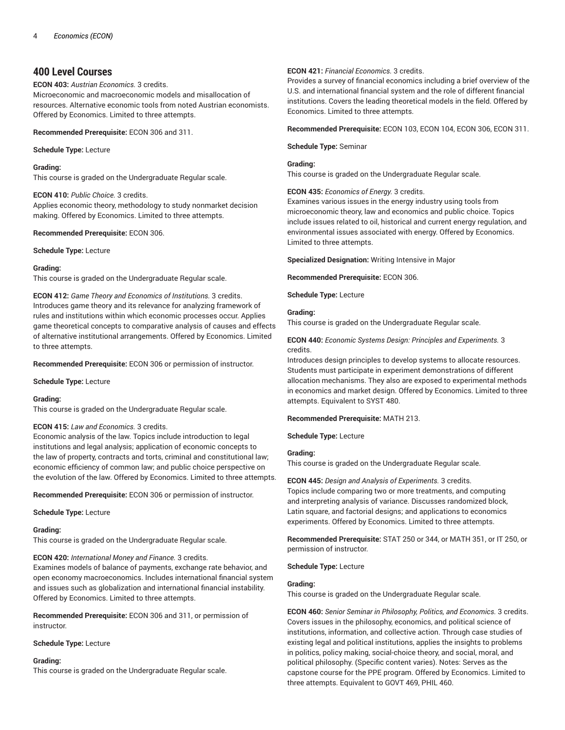## 400 Level Courses

**ECON 403:** *Austrian Economics.* 3 credits.
Microeconomic and macroeconomic models and misallocation of resources. Alternative economic tools from noted Austrian economists. Offered by Economics. Limited to three attempts.

**Recommended Prerequisite:** ECON 306 and 311.

**Schedule Type:** Lecture

**Grading:**
This course is graded on the Undergraduate Regular scale.

**ECON 410:** *Public Choice.* 3 credits.
Applies economic theory, methodology to study nonmarket decision making. Offered by Economics. Limited to three attempts.

**Recommended Prerequisite:** ECON 306.

**Schedule Type:** Lecture

**Grading:**
This course is graded on the Undergraduate Regular scale.

**ECON 412:** *Game Theory and Economics of Institutions.* 3 credits.
Introduces game theory and its relevance for analyzing framework of rules and institutions within which economic processes occur. Applies game theoretical concepts to comparative analysis of causes and effects of alternative institutional arrangements. Offered by Economics. Limited to three attempts.

**Recommended Prerequisite:** ECON 306 or permission of instructor.

**Schedule Type:** Lecture

**Grading:**
This course is graded on the Undergraduate Regular scale.

**ECON 415:** *Law and Economics.* 3 credits.
Economic analysis of the law. Topics include introduction to legal institutions and legal analysis; application of economic concepts to the law of property, contracts and torts, criminal and constitutional law; economic efficiency of common law; and public choice perspective on the evolution of the law. Offered by Economics. Limited to three attempts.

**Recommended Prerequisite:** ECON 306 or permission of instructor.

**Schedule Type:** Lecture

**Grading:**
This course is graded on the Undergraduate Regular scale.

**ECON 420:** *International Money and Finance.* 3 credits.
Examines models of balance of payments, exchange rate behavior, and open economy macroeconomics. Includes international financial system and issues such as globalization and international financial instability. Offered by Economics. Limited to three attempts.

**Recommended Prerequisite:** ECON 306 and 311, or permission of instructor.

**Schedule Type:** Lecture

**Grading:**
This course is graded on the Undergraduate Regular scale.

**ECON 421:** *Financial Economics.* 3 credits.
Provides a survey of financial economics including a brief overview of the U.S. and international financial system and the role of different financial institutions. Covers the leading theoretical models in the field. Offered by Economics. Limited to three attempts.

**Recommended Prerequisite:** ECON 103, ECON 104, ECON 306, ECON 311.

**Schedule Type:** Seminar

**Grading:**
This course is graded on the Undergraduate Regular scale.

**ECON 435:** *Economics of Energy.* 3 credits.
Examines various issues in the energy industry using tools from microeconomic theory, law and economics and public choice. Topics include issues related to oil, historical and current energy regulation, and environmental issues associated with energy. Offered by Economics. Limited to three attempts.

**Specialized Designation:** Writing Intensive in Major

**Recommended Prerequisite:** ECON 306.

**Schedule Type:** Lecture

**Grading:**
This course is graded on the Undergraduate Regular scale.

**ECON 440:** *Economic Systems Design: Principles and Experiments.* 3 credits.
Introduces design principles to develop systems to allocate resources. Students must participate in experiment demonstrations of different allocation mechanisms. They also are exposed to experimental methods in economics and market design. Offered by Economics. Limited to three attempts. Equivalent to SYST 480.

**Recommended Prerequisite:** MATH 213.

**Schedule Type:** Lecture

**Grading:**
This course is graded on the Undergraduate Regular scale.

**ECON 445:** *Design and Analysis of Experiments.* 3 credits.
Topics include comparing two or more treatments, and computing and interpreting analysis of variance. Discusses randomized block, Latin square, and factorial designs; and applications to economics experiments. Offered by Economics. Limited to three attempts.

**Recommended Prerequisite:** STAT 250 or 344, or MATH 351, or IT 250, or permission of instructor.

**Schedule Type:** Lecture

**Grading:**
This course is graded on the Undergraduate Regular scale.

**ECON 460:** *Senior Seminar in Philosophy, Politics, and Economics.* 3 credits.
Covers issues in the philosophy, economics, and political science of institutions, information, and collective action. Through case studies of existing legal and political institutions, applies the insights to problems in politics, policy making, social-choice theory, and social, moral, and political philosophy. (Specific content varies). Notes: Serves as the capstone course for the PPE program. Offered by Economics. Limited to three attempts. Equivalent to GOVT 469, PHIL 460.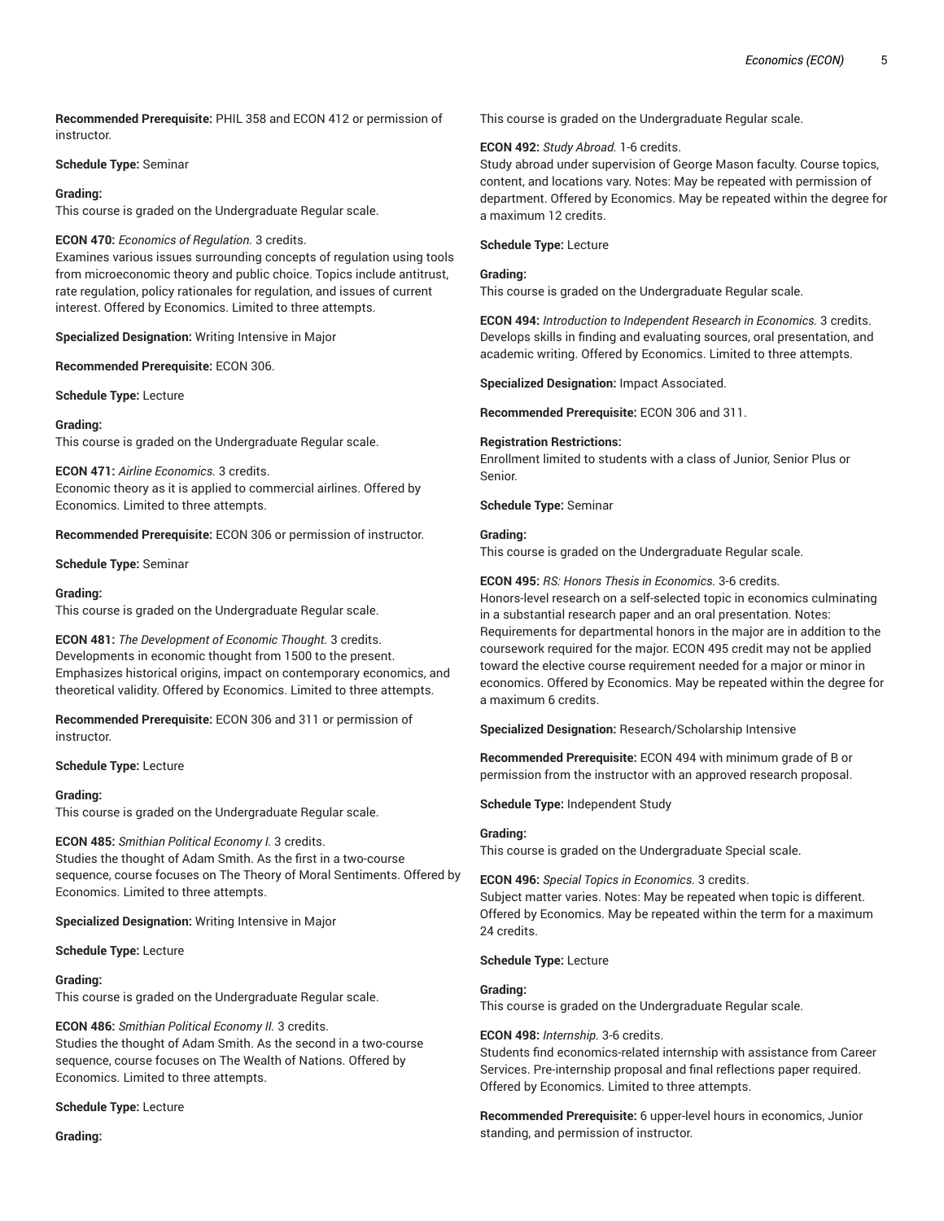**Recommended Prerequisite:** PHIL 358 and ECON 412 or permission of instructor.

**Schedule Type:** Seminar

**Grading:**
This course is graded on the Undergraduate Regular scale.

**ECON 470:** *Economics of Regulation.* 3 credits.
Examines various issues surrounding concepts of regulation using tools from microeconomic theory and public choice. Topics include antitrust, rate regulation, policy rationales for regulation, and issues of current interest. Offered by Economics. Limited to three attempts.

**Specialized Designation:** Writing Intensive in Major

**Recommended Prerequisite:** ECON 306.

**Schedule Type:** Lecture

**Grading:**
This course is graded on the Undergraduate Regular scale.

**ECON 471:** *Airline Economics.* 3 credits.
Economic theory as it is applied to commercial airlines. Offered by Economics. Limited to three attempts.

**Recommended Prerequisite:** ECON 306 or permission of instructor.

**Schedule Type:** Seminar

**Grading:**
This course is graded on the Undergraduate Regular scale.

**ECON 481:** *The Development of Economic Thought.* 3 credits.
Developments in economic thought from 1500 to the present. Emphasizes historical origins, impact on contemporary economics, and theoretical validity. Offered by Economics. Limited to three attempts.

**Recommended Prerequisite:** ECON 306 and 311 or permission of instructor.

**Schedule Type:** Lecture

**Grading:**
This course is graded on the Undergraduate Regular scale.

**ECON 485:** *Smithian Political Economy I.* 3 credits.
Studies the thought of Adam Smith. As the first in a two-course sequence, course focuses on The Theory of Moral Sentiments. Offered by Economics. Limited to three attempts.

**Specialized Designation:** Writing Intensive in Major

**Schedule Type:** Lecture

**Grading:**
This course is graded on the Undergraduate Regular scale.

**ECON 486:** *Smithian Political Economy II.* 3 credits.
Studies the thought of Adam Smith. As the second in a two-course sequence, course focuses on The Wealth of Nations. Offered by Economics. Limited to three attempts.

**Schedule Type:** Lecture

**Grading:**
This course is graded on the Undergraduate Regular scale.

**ECON 492:** *Study Abroad.* 1-6 credits.
Study abroad under supervision of George Mason faculty. Course topics, content, and locations vary. Notes: May be repeated with permission of department. Offered by Economics. May be repeated within the degree for a maximum 12 credits.

**Schedule Type:** Lecture

**Grading:**
This course is graded on the Undergraduate Regular scale.

**ECON 494:** *Introduction to Independent Research in Economics.* 3 credits.
Develops skills in finding and evaluating sources, oral presentation, and academic writing. Offered by Economics. Limited to three attempts.

**Specialized Designation:** Impact Associated.

**Recommended Prerequisite:** ECON 306 and 311.

**Registration Restrictions:**
Enrollment limited to students with a class of Junior, Senior Plus or Senior.

**Schedule Type:** Seminar

**Grading:**
This course is graded on the Undergraduate Regular scale.

**ECON 495:** *RS: Honors Thesis in Economics.* 3-6 credits.
Honors-level research on a self-selected topic in economics culminating in a substantial research paper and an oral presentation. Notes: Requirements for departmental honors in the major are in addition to the coursework required for the major. ECON 495 credit may not be applied toward the elective course requirement needed for a major or minor in economics. Offered by Economics. May be repeated within the degree for a maximum 6 credits.

**Specialized Designation:** Research/Scholarship Intensive

**Recommended Prerequisite:** ECON 494 with minimum grade of B or permission from the instructor with an approved research proposal.

**Schedule Type:** Independent Study

**Grading:**
This course is graded on the Undergraduate Special scale.

**ECON 496:** *Special Topics in Economics.* 3 credits.
Subject matter varies. Notes: May be repeated when topic is different. Offered by Economics. May be repeated within the term for a maximum 24 credits.

**Schedule Type:** Lecture

**Grading:**
This course is graded on the Undergraduate Regular scale.

**ECON 498:** *Internship.* 3-6 credits.
Students find economics-related internship with assistance from Career Services. Pre-internship proposal and final reflections paper required. Offered by Economics. Limited to three attempts.

**Recommended Prerequisite:** 6 upper-level hours in economics, Junior standing, and permission of instructor.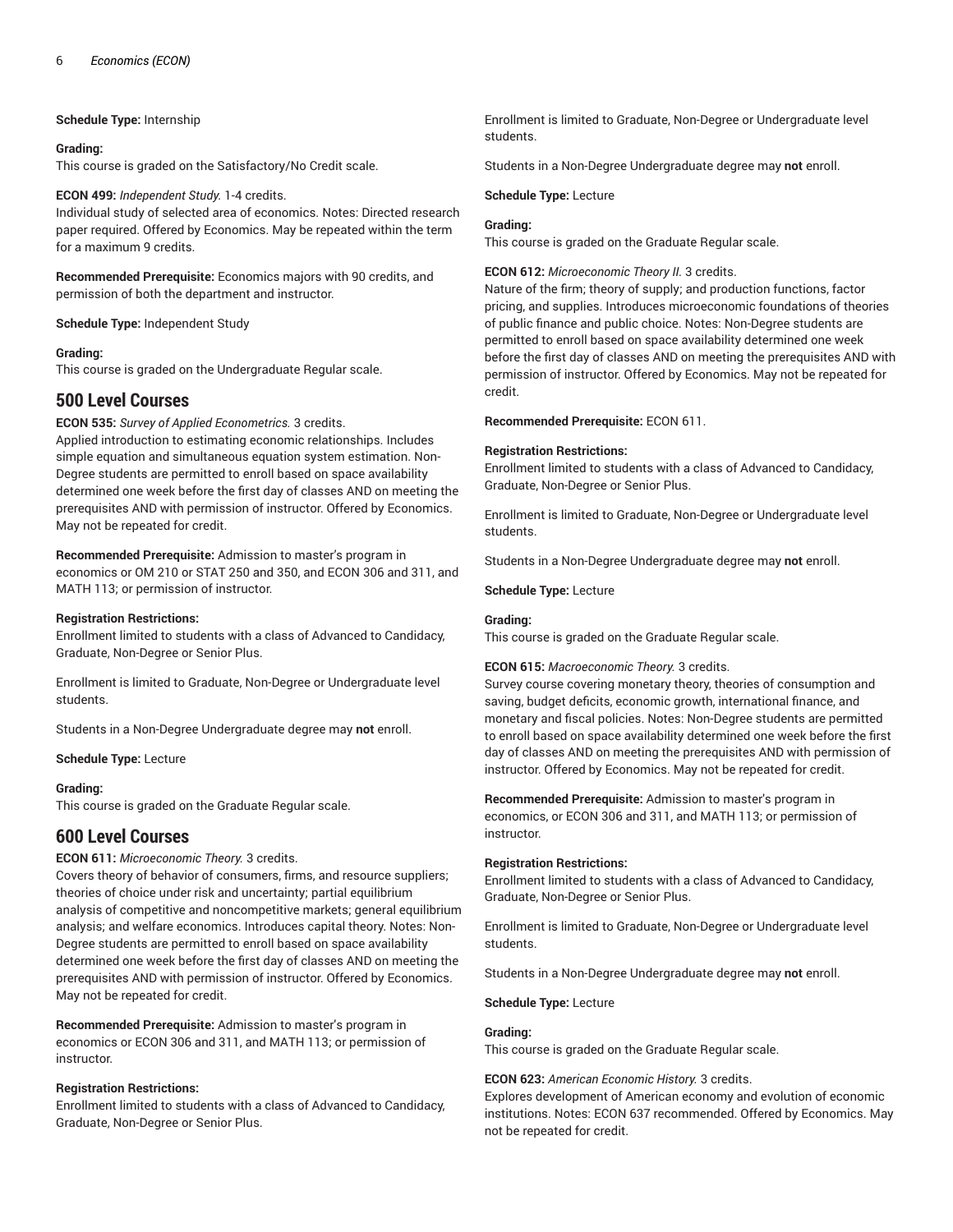**Schedule Type:** Internship

**Grading:**
This course is graded on the Satisfactory/No Credit scale.

**ECON 499:** *Independent Study.* 1-4 credits.
Individual study of selected area of economics. Notes: Directed research paper required. Offered by Economics. May be repeated within the term for a maximum 9 credits.

**Recommended Prerequisite:** Economics majors with 90 credits, and permission of both the department and instructor.

**Schedule Type:** Independent Study

**Grading:**
This course is graded on the Undergraduate Regular scale.

## 500 Level Courses

**ECON 535:** *Survey of Applied Econometrics.* 3 credits.
Applied introduction to estimating economic relationships. Includes simple equation and simultaneous equation system estimation. Non-Degree students are permitted to enroll based on space availability determined one week before the first day of classes AND on meeting the prerequisites AND with permission of instructor. Offered by Economics. May not be repeated for credit.

**Recommended Prerequisite:** Admission to master's program in economics or OM 210 or STAT 250 and 350, and ECON 306 and 311, and MATH 113; or permission of instructor.

**Registration Restrictions:**
Enrollment limited to students with a class of Advanced to Candidacy, Graduate, Non-Degree or Senior Plus.

Enrollment is limited to Graduate, Non-Degree or Undergraduate level students.

Students in a Non-Degree Undergraduate degree may **not** enroll.

**Schedule Type:** Lecture

**Grading:**
This course is graded on the Graduate Regular scale.

## 600 Level Courses

**ECON 611:** *Microeconomic Theory.* 3 credits.
Covers theory of behavior of consumers, firms, and resource suppliers; theories of choice under risk and uncertainty; partial equilibrium analysis of competitive and noncompetitive markets; general equilibrium analysis; and welfare economics. Introduces capital theory. Notes: Non-Degree students are permitted to enroll based on space availability determined one week before the first day of classes AND on meeting the prerequisites AND with permission of instructor. Offered by Economics. May not be repeated for credit.

**Recommended Prerequisite:** Admission to master's program in economics or ECON 306 and 311, and MATH 113; or permission of instructor.

**Registration Restrictions:**
Enrollment limited to students with a class of Advanced to Candidacy, Graduate, Non-Degree or Senior Plus.

Enrollment is limited to Graduate, Non-Degree or Undergraduate level students.

Students in a Non-Degree Undergraduate degree may **not** enroll.

**Schedule Type:** Lecture

**Grading:**
This course is graded on the Graduate Regular scale.

**ECON 612:** *Microeconomic Theory II.* 3 credits.
Nature of the firm; theory of supply; and production functions, factor pricing, and supplies. Introduces microeconomic foundations of theories of public finance and public choice. Notes: Non-Degree students are permitted to enroll based on space availability determined one week before the first day of classes AND on meeting the prerequisites AND with permission of instructor. Offered by Economics. May not be repeated for credit.

**Recommended Prerequisite:** ECON 611.

**Registration Restrictions:**
Enrollment limited to students with a class of Advanced to Candidacy, Graduate, Non-Degree or Senior Plus.

Enrollment is limited to Graduate, Non-Degree or Undergraduate level students.

Students in a Non-Degree Undergraduate degree may **not** enroll.

**Schedule Type:** Lecture

**Grading:**
This course is graded on the Graduate Regular scale.

**ECON 615:** *Macroeconomic Theory.* 3 credits.
Survey course covering monetary theory, theories of consumption and saving, budget deficits, economic growth, international finance, and monetary and fiscal policies. Notes: Non-Degree students are permitted to enroll based on space availability determined one week before the first day of classes AND on meeting the prerequisites AND with permission of instructor. Offered by Economics. May not be repeated for credit.

**Recommended Prerequisite:** Admission to master's program in economics, or ECON 306 and 311, and MATH 113; or permission of instructor.

**Registration Restrictions:**
Enrollment limited to students with a class of Advanced to Candidacy, Graduate, Non-Degree or Senior Plus.

Enrollment is limited to Graduate, Non-Degree or Undergraduate level students.

Students in a Non-Degree Undergraduate degree may **not** enroll.

**Schedule Type:** Lecture

**Grading:**
This course is graded on the Graduate Regular scale.

**ECON 623:** *American Economic History.* 3 credits.
Explores development of American economy and evolution of economic institutions. Notes: ECON 637 recommended. Offered by Economics. May not be repeated for credit.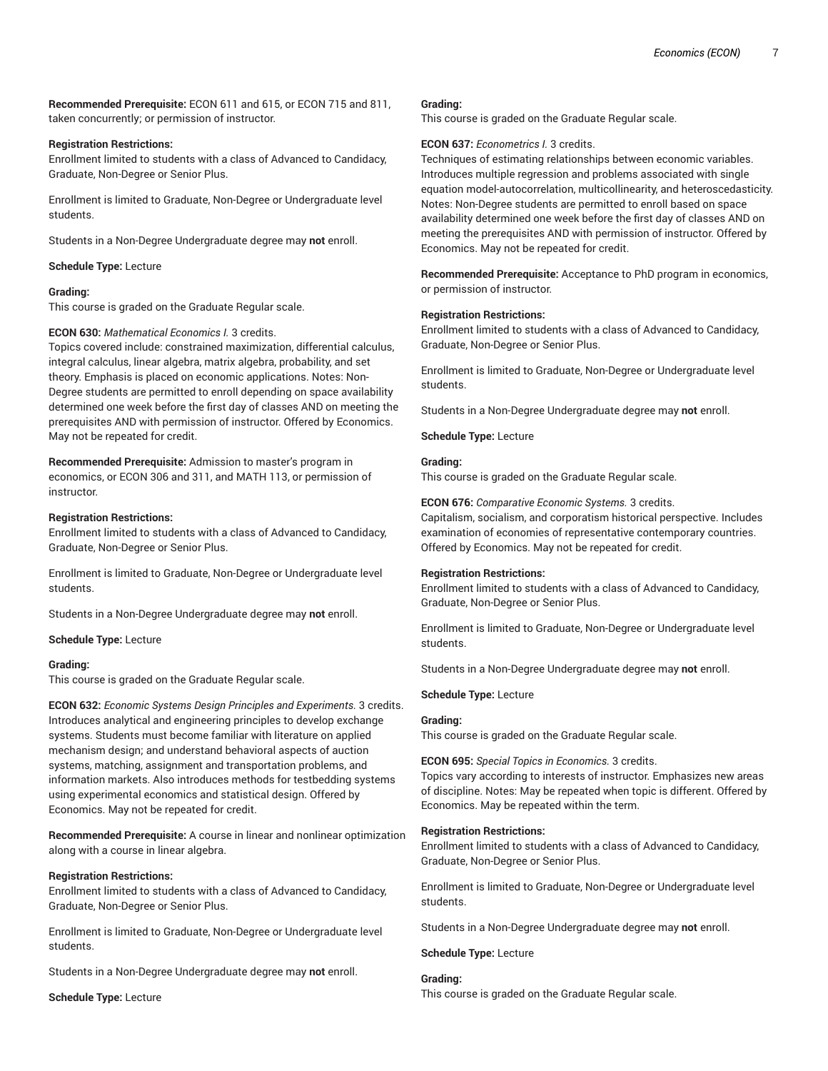**Recommended Prerequisite:** ECON 611 and 615, or ECON 715 and 811, taken concurrently; or permission of instructor.

**Registration Restrictions:**
Enrollment limited to students with a class of Advanced to Candidacy, Graduate, Non-Degree or Senior Plus.

Enrollment is limited to Graduate, Non-Degree or Undergraduate level students.

Students in a Non-Degree Undergraduate degree may **not** enroll.

**Schedule Type:** Lecture

**Grading:**
This course is graded on the Graduate Regular scale.

**ECON 630:** *Mathematical Economics I.* 3 credits.
Topics covered include: constrained maximization, differential calculus, integral calculus, linear algebra, matrix algebra, probability, and set theory. Emphasis is placed on economic applications. Notes: Non-Degree students are permitted to enroll depending on space availability determined one week before the first day of classes AND on meeting the prerequisites AND with permission of instructor. Offered by Economics. May not be repeated for credit.

**Recommended Prerequisite:** Admission to master's program in economics, or ECON 306 and 311, and MATH 113, or permission of instructor.

**Registration Restrictions:**
Enrollment limited to students with a class of Advanced to Candidacy, Graduate, Non-Degree or Senior Plus.

Enrollment is limited to Graduate, Non-Degree or Undergraduate level students.

Students in a Non-Degree Undergraduate degree may **not** enroll.

**Schedule Type:** Lecture

**Grading:**
This course is graded on the Graduate Regular scale.

**ECON 632:** *Economic Systems Design Principles and Experiments.* 3 credits.
Introduces analytical and engineering principles to develop exchange systems. Students must become familiar with literature on applied mechanism design; and understand behavioral aspects of auction systems, matching, assignment and transportation problems, and information markets. Also introduces methods for testbedding systems using experimental economics and statistical design. Offered by Economics. May not be repeated for credit.

**Recommended Prerequisite:** A course in linear and nonlinear optimization along with a course in linear algebra.

**Registration Restrictions:**
Enrollment limited to students with a class of Advanced to Candidacy, Graduate, Non-Degree or Senior Plus.

Enrollment is limited to Graduate, Non-Degree or Undergraduate level students.

Students in a Non-Degree Undergraduate degree may **not** enroll.

**Schedule Type:** Lecture

**Grading:**
This course is graded on the Graduate Regular scale.

**ECON 637:** *Econometrics I.* 3 credits.
Techniques of estimating relationships between economic variables. Introduces multiple regression and problems associated with single equation model-autocorrelation, multicollinearity, and heteroscedasticity. Notes: Non-Degree students are permitted to enroll based on space availability determined one week before the first day of classes AND on meeting the prerequisites AND with permission of instructor. Offered by Economics. May not be repeated for credit.

**Recommended Prerequisite:** Acceptance to PhD program in economics, or permission of instructor.

**Registration Restrictions:**
Enrollment limited to students with a class of Advanced to Candidacy, Graduate, Non-Degree or Senior Plus.

Enrollment is limited to Graduate, Non-Degree or Undergraduate level students.

Students in a Non-Degree Undergraduate degree may **not** enroll.

**Schedule Type:** Lecture

**Grading:**
This course is graded on the Graduate Regular scale.

**ECON 676:** *Comparative Economic Systems.* 3 credits.
Capitalism, socialism, and corporatism historical perspective. Includes examination of economies of representative contemporary countries. Offered by Economics. May not be repeated for credit.

**Registration Restrictions:**
Enrollment limited to students with a class of Advanced to Candidacy, Graduate, Non-Degree or Senior Plus.

Enrollment is limited to Graduate, Non-Degree or Undergraduate level students.

Students in a Non-Degree Undergraduate degree may **not** enroll.

**Schedule Type:** Lecture

**Grading:**
This course is graded on the Graduate Regular scale.

**ECON 695:** *Special Topics in Economics.* 3 credits.
Topics vary according to interests of instructor. Emphasizes new areas of discipline. Notes: May be repeated when topic is different. Offered by Economics. May be repeated within the term.

**Registration Restrictions:**
Enrollment limited to students with a class of Advanced to Candidacy, Graduate, Non-Degree or Senior Plus.

Enrollment is limited to Graduate, Non-Degree or Undergraduate level students.

Students in a Non-Degree Undergraduate degree may **not** enroll.

**Schedule Type:** Lecture

**Grading:**
This course is graded on the Graduate Regular scale.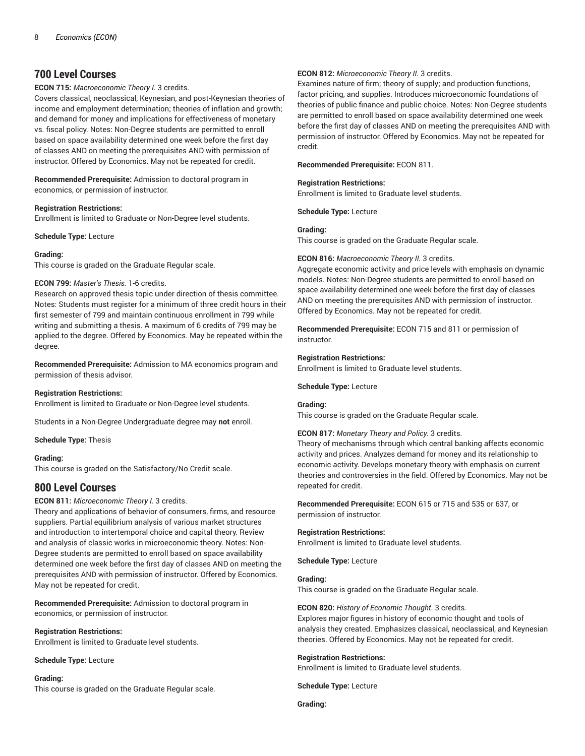## 700 Level Courses

**ECON 715:** *Macroeconomic Theory I.* 3 credits.
Covers classical, neoclassical, Keynesian, and post-Keynesian theories of income and employment determination; theories of inflation and growth; and demand for money and implications for effectiveness of monetary vs. fiscal policy. Notes: Non-Degree students are permitted to enroll based on space availability determined one week before the first day of classes AND on meeting the prerequisites AND with permission of instructor. Offered by Economics. May not be repeated for credit.

**Recommended Prerequisite:** Admission to doctoral program in economics, or permission of instructor.

**Registration Restrictions:**
Enrollment is limited to Graduate or Non-Degree level students.

**Schedule Type:** Lecture

**Grading:**
This course is graded on the Graduate Regular scale.

**ECON 799:** *Master's Thesis.* 1-6 credits.
Research on approved thesis topic under direction of thesis committee. Notes: Students must register for a minimum of three credit hours in their first semester of 799 and maintain continuous enrollment in 799 while writing and submitting a thesis. A maximum of 6 credits of 799 may be applied to the degree. Offered by Economics. May be repeated within the degree.

**Recommended Prerequisite:** Admission to MA economics program and permission of thesis advisor.

**Registration Restrictions:**
Enrollment is limited to Graduate or Non-Degree level students.

Students in a Non-Degree Undergraduate degree may **not** enroll.

**Schedule Type:** Thesis

**Grading:**
This course is graded on the Satisfactory/No Credit scale.

## 800 Level Courses

**ECON 811:** *Microeconomic Theory I.* 3 credits.
Theory and applications of behavior of consumers, firms, and resource suppliers. Partial equilibrium analysis of various market structures and introduction to intertemporal choice and capital theory. Review and analysis of classic works in microeconomic theory. Notes: Non-Degree students are permitted to enroll based on space availability determined one week before the first day of classes AND on meeting the prerequisites AND with permission of instructor. Offered by Economics. May not be repeated for credit.

**Recommended Prerequisite:** Admission to doctoral program in economics, or permission of instructor.

**Registration Restrictions:**
Enrollment is limited to Graduate level students.

**Schedule Type:** Lecture

**Grading:**
This course is graded on the Graduate Regular scale.

**ECON 812:** *Microeconomic Theory II.* 3 credits.
Examines nature of firm; theory of supply; and production functions, factor pricing, and supplies. Introduces microeconomic foundations of theories of public finance and public choice. Notes: Non-Degree students are permitted to enroll based on space availability determined one week before the first day of classes AND on meeting the prerequisites AND with permission of instructor. Offered by Economics. May not be repeated for credit.

**Recommended Prerequisite:** ECON 811.

**Registration Restrictions:**
Enrollment is limited to Graduate level students.

**Schedule Type:** Lecture

**Grading:**
This course is graded on the Graduate Regular scale.

**ECON 816:** *Macroeconomic Theory II.* 3 credits.
Aggregate economic activity and price levels with emphasis on dynamic models. Notes: Non-Degree students are permitted to enroll based on space availability determined one week before the first day of classes AND on meeting the prerequisites AND with permission of instructor. Offered by Economics. May not be repeated for credit.

**Recommended Prerequisite:** ECON 715 and 811 or permission of instructor.

**Registration Restrictions:**
Enrollment is limited to Graduate level students.

**Schedule Type:** Lecture

**Grading:**
This course is graded on the Graduate Regular scale.

**ECON 817:** *Monetary Theory and Policy.* 3 credits.
Theory of mechanisms through which central banking affects economic activity and prices. Analyzes demand for money and its relationship to economic activity. Develops monetary theory with emphasis on current theories and controversies in the field. Offered by Economics. May not be repeated for credit.

**Recommended Prerequisite:** ECON 615 or 715 and 535 or 637, or permission of instructor.

**Registration Restrictions:**
Enrollment is limited to Graduate level students.

**Schedule Type:** Lecture

**Grading:**
This course is graded on the Graduate Regular scale.

**ECON 820:** *History of Economic Thought.* 3 credits.
Explores major figures in history of economic thought and tools of analysis they created. Emphasizes classical, neoclassical, and Keynesian theories. Offered by Economics. May not be repeated for credit.

**Registration Restrictions:**
Enrollment is limited to Graduate level students.

**Schedule Type:** Lecture

**Grading:**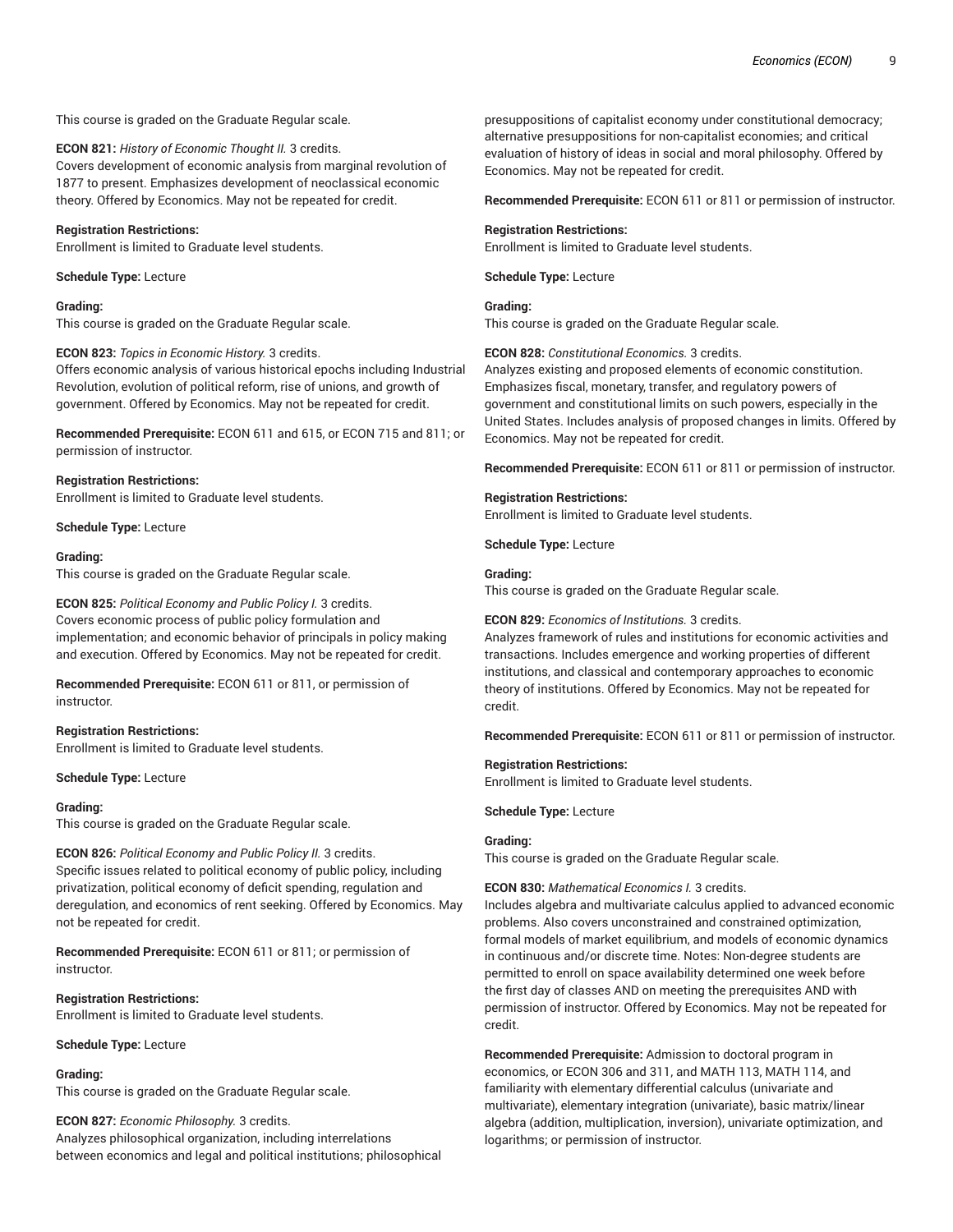This course is graded on the Graduate Regular scale.

**ECON 821:** *History of Economic Thought II.* 3 credits.
Covers development of economic analysis from marginal revolution of 1877 to present. Emphasizes development of neoclassical economic theory. Offered by Economics. May not be repeated for credit.

**Registration Restrictions:**
Enrollment is limited to Graduate level students.

**Schedule Type:** Lecture

**Grading:**
This course is graded on the Graduate Regular scale.

**ECON 823:** *Topics in Economic History.* 3 credits.
Offers economic analysis of various historical epochs including Industrial Revolution, evolution of political reform, rise of unions, and growth of government. Offered by Economics. May not be repeated for credit.

**Recommended Prerequisite:** ECON 611 and 615, or ECON 715 and 811; or permission of instructor.

**Registration Restrictions:**
Enrollment is limited to Graduate level students.

**Schedule Type:** Lecture

**Grading:**
This course is graded on the Graduate Regular scale.

**ECON 825:** *Political Economy and Public Policy I.* 3 credits.
Covers economic process of public policy formulation and implementation; and economic behavior of principals in policy making and execution. Offered by Economics. May not be repeated for credit.

**Recommended Prerequisite:** ECON 611 or 811, or permission of instructor.

**Registration Restrictions:**
Enrollment is limited to Graduate level students.

**Schedule Type:** Lecture

**Grading:**
This course is graded on the Graduate Regular scale.

**ECON 826:** *Political Economy and Public Policy II.* 3 credits.
Specific issues related to political economy of public policy, including privatization, political economy of deficit spending, regulation and deregulation, and economics of rent seeking. Offered by Economics. May not be repeated for credit.

**Recommended Prerequisite:** ECON 611 or 811; or permission of instructor.

**Registration Restrictions:**
Enrollment is limited to Graduate level students.

**Schedule Type:** Lecture

**Grading:**
This course is graded on the Graduate Regular scale.

**ECON 827:** *Economic Philosophy.* 3 credits.
Analyzes philosophical organization, including interrelations between economics and legal and political institutions; philosophical presuppositions of capitalist economy under constitutional democracy; alternative presuppositions for non-capitalist economies; and critical evaluation of history of ideas in social and moral philosophy. Offered by Economics. May not be repeated for credit.

**Recommended Prerequisite:** ECON 611 or 811 or permission of instructor.

**Registration Restrictions:**
Enrollment is limited to Graduate level students.

**Schedule Type:** Lecture

**Grading:**
This course is graded on the Graduate Regular scale.

**ECON 828:** *Constitutional Economics.* 3 credits.
Analyzes existing and proposed elements of economic constitution. Emphasizes fiscal, monetary, transfer, and regulatory powers of government and constitutional limits on such powers, especially in the United States. Includes analysis of proposed changes in limits. Offered by Economics. May not be repeated for credit.

**Recommended Prerequisite:** ECON 611 or 811 or permission of instructor.

**Registration Restrictions:**
Enrollment is limited to Graduate level students.

**Schedule Type:** Lecture

**Grading:**
This course is graded on the Graduate Regular scale.

**ECON 829:** *Economics of Institutions.* 3 credits.
Analyzes framework of rules and institutions for economic activities and transactions. Includes emergence and working properties of different institutions, and classical and contemporary approaches to economic theory of institutions. Offered by Economics. May not be repeated for credit.

**Recommended Prerequisite:** ECON 611 or 811 or permission of instructor.

**Registration Restrictions:**
Enrollment is limited to Graduate level students.

**Schedule Type:** Lecture

**Grading:**
This course is graded on the Graduate Regular scale.

**ECON 830:** *Mathematical Economics I.* 3 credits.
Includes algebra and multivariate calculus applied to advanced economic problems. Also covers unconstrained and constrained optimization, formal models of market equilibrium, and models of economic dynamics in continuous and/or discrete time. Notes: Non-degree students are permitted to enroll on space availability determined one week before the first day of classes AND on meeting the prerequisites AND with permission of instructor. Offered by Economics. May not be repeated for credit.

**Recommended Prerequisite:** Admission to doctoral program in economics, or ECON 306 and 311, and MATH 113, MATH 114, and familiarity with elementary differential calculus (univariate and multivariate), elementary integration (univariate), basic matrix/linear algebra (addition, multiplication, inversion), univariate optimization, and logarithms; or permission of instructor.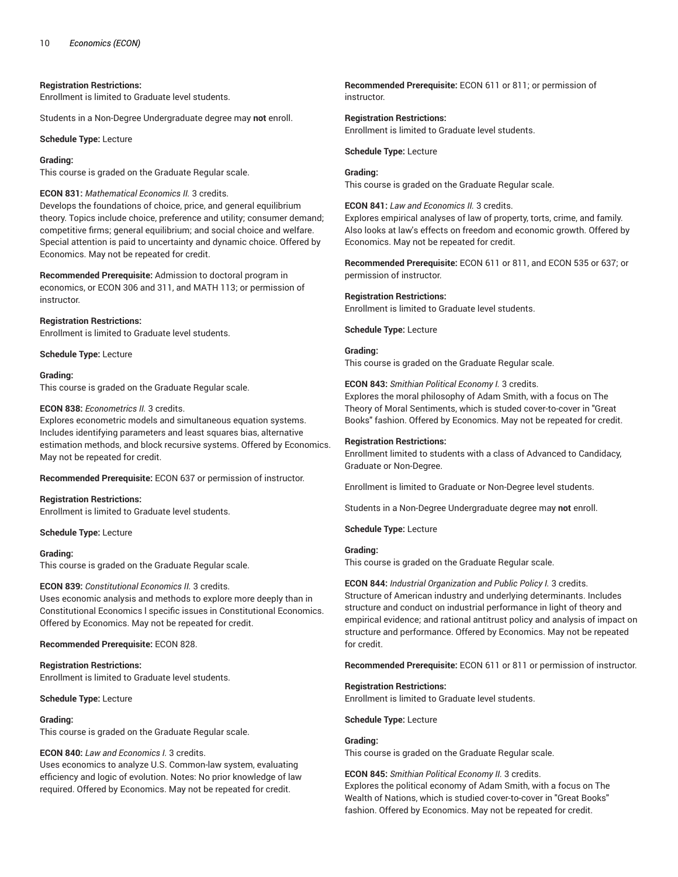**Registration Restrictions:**
Enrollment is limited to Graduate level students.

Students in a Non-Degree Undergraduate degree may **not** enroll.

**Schedule Type:** Lecture

**Grading:**
This course is graded on the Graduate Regular scale.

**ECON 831:** *Mathematical Economics II.* 3 credits.
Develops the foundations of choice, price, and general equilibrium theory. Topics include choice, preference and utility; consumer demand; competitive firms; general equilibrium; and social choice and welfare. Special attention is paid to uncertainty and dynamic choice. Offered by Economics. May not be repeated for credit.

**Recommended Prerequisite:** Admission to doctoral program in economics, or ECON 306 and 311, and MATH 113; or permission of instructor.

**Registration Restrictions:**
Enrollment is limited to Graduate level students.

**Schedule Type:** Lecture

**Grading:**
This course is graded on the Graduate Regular scale.

**ECON 838:** *Econometrics II.* 3 credits.
Explores econometric models and simultaneous equation systems. Includes identifying parameters and least squares bias, alternative estimation methods, and block recursive systems. Offered by Economics. May not be repeated for credit.

**Recommended Prerequisite:** ECON 637 or permission of instructor.

**Registration Restrictions:**
Enrollment is limited to Graduate level students.

**Schedule Type:** Lecture

**Grading:**
This course is graded on the Graduate Regular scale.

**ECON 839:** *Constitutional Economics II.* 3 credits.
Uses economic analysis and methods to explore more deeply than in Constitutional Economics I specific issues in Constitutional Economics. Offered by Economics. May not be repeated for credit.

**Recommended Prerequisite:** ECON 828.

**Registration Restrictions:**
Enrollment is limited to Graduate level students.

**Schedule Type:** Lecture

**Grading:**
This course is graded on the Graduate Regular scale.

**ECON 840:** *Law and Economics I.* 3 credits.
Uses economics to analyze U.S. Common-law system, evaluating efficiency and logic of evolution. Notes: No prior knowledge of law required. Offered by Economics. May not be repeated for credit.

**Recommended Prerequisite:** ECON 611 or 811; or permission of instructor.

**Registration Restrictions:**
Enrollment is limited to Graduate level students.

**Schedule Type:** Lecture

**Grading:**
This course is graded on the Graduate Regular scale.

**ECON 841:** *Law and Economics II.* 3 credits.
Explores empirical analyses of law of property, torts, crime, and family. Also looks at law's effects on freedom and economic growth. Offered by Economics. May not be repeated for credit.

**Recommended Prerequisite:** ECON 611 or 811, and ECON 535 or 637; or permission of instructor.

**Registration Restrictions:**
Enrollment is limited to Graduate level students.

**Schedule Type:** Lecture

**Grading:**
This course is graded on the Graduate Regular scale.

**ECON 843:** *Smithian Political Economy I.* 3 credits.
Explores the moral philosophy of Adam Smith, with a focus on The Theory of Moral Sentiments, which is studed cover-to-cover in "Great Books" fashion. Offered by Economics. May not be repeated for credit.

**Registration Restrictions:**
Enrollment limited to students with a class of Advanced to Candidacy, Graduate or Non-Degree.

Enrollment is limited to Graduate or Non-Degree level students.

Students in a Non-Degree Undergraduate degree may **not** enroll.

**Schedule Type:** Lecture

**Grading:**
This course is graded on the Graduate Regular scale.

**ECON 844:** *Industrial Organization and Public Policy I.* 3 credits.
Structure of American industry and underlying determinants. Includes structure and conduct on industrial performance in light of theory and empirical evidence; and rational antitrust policy and analysis of impact on structure and performance. Offered by Economics. May not be repeated for credit.

**Recommended Prerequisite:** ECON 611 or 811 or permission of instructor.

**Registration Restrictions:**
Enrollment is limited to Graduate level students.

**Schedule Type:** Lecture

**Grading:**
This course is graded on the Graduate Regular scale.

**ECON 845:** *Smithian Political Economy II.* 3 credits.
Explores the political economy of Adam Smith, with a focus on The Wealth of Nations, which is studied cover-to-cover in "Great Books" fashion. Offered by Economics. May not be repeated for credit.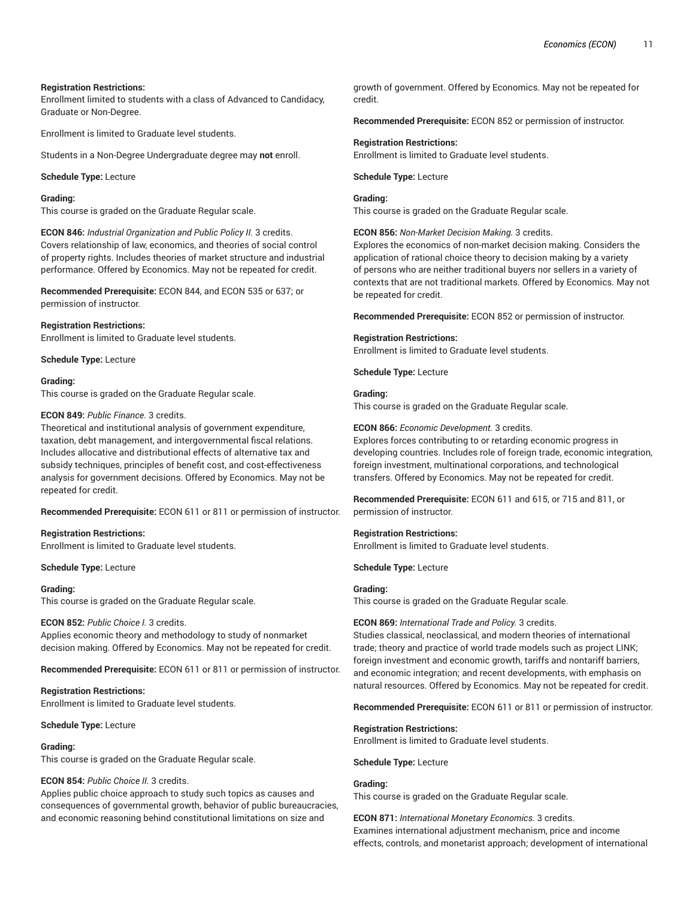**Registration Restrictions:**
Enrollment limited to students with a class of Advanced to Candidacy, Graduate or Non-Degree.

Enrollment is limited to Graduate level students.

Students in a Non-Degree Undergraduate degree may **not** enroll.

**Schedule Type:** Lecture

**Grading:**
This course is graded on the Graduate Regular scale.

**ECON 846:** *Industrial Organization and Public Policy II.* 3 credits.
Covers relationship of law, economics, and theories of social control of property rights. Includes theories of market structure and industrial performance. Offered by Economics. May not be repeated for credit.

**Recommended Prerequisite:** ECON 844, and ECON 535 or 637; or permission of instructor.

**Registration Restrictions:**
Enrollment is limited to Graduate level students.

**Schedule Type:** Lecture

**Grading:**
This course is graded on the Graduate Regular scale.

**ECON 849:** *Public Finance.* 3 credits.
Theoretical and institutional analysis of government expenditure, taxation, debt management, and intergovernmental fiscal relations. Includes allocative and distributional effects of alternative tax and subsidy techniques, principles of benefit cost, and cost-effectiveness analysis for government decisions. Offered by Economics. May not be repeated for credit.

**Recommended Prerequisite:** ECON 611 or 811 or permission of instructor.

**Registration Restrictions:**
Enrollment is limited to Graduate level students.

**Schedule Type:** Lecture

**Grading:**
This course is graded on the Graduate Regular scale.

**ECON 852:** *Public Choice I.* 3 credits.
Applies economic theory and methodology to study of nonmarket decision making. Offered by Economics. May not be repeated for credit.

**Recommended Prerequisite:** ECON 611 or 811 or permission of instructor.

**Registration Restrictions:**
Enrollment is limited to Graduate level students.

**Schedule Type:** Lecture

**Grading:**
This course is graded on the Graduate Regular scale.

**ECON 854:** *Public Choice II.* 3 credits.
Applies public choice approach to study such topics as causes and consequences of governmental growth, behavior of public bureaucracies, and economic reasoning behind constitutional limitations on size and growth of government. Offered by Economics. May not be repeated for credit.

**Recommended Prerequisite:** ECON 852 or permission of instructor.

**Registration Restrictions:**
Enrollment is limited to Graduate level students.

**Schedule Type:** Lecture

**Grading:**
This course is graded on the Graduate Regular scale.

**ECON 856:** *Non-Market Decision Making.* 3 credits.
Explores the economics of non-market decision making. Considers the application of rational choice theory to decision making by a variety of persons who are neither traditional buyers nor sellers in a variety of contexts that are not traditional markets. Offered by Economics. May not be repeated for credit.

**Recommended Prerequisite:** ECON 852 or permission of instructor.

**Registration Restrictions:**
Enrollment is limited to Graduate level students.

**Schedule Type:** Lecture

**Grading:**
This course is graded on the Graduate Regular scale.

**ECON 866:** *Economic Development.* 3 credits.
Explores forces contributing to or retarding economic progress in developing countries. Includes role of foreign trade, economic integration, foreign investment, multinational corporations, and technological transfers. Offered by Economics. May not be repeated for credit.

**Recommended Prerequisite:** ECON 611 and 615, or 715 and 811, or permission of instructor.

**Registration Restrictions:**
Enrollment is limited to Graduate level students.

**Schedule Type:** Lecture

**Grading:**
This course is graded on the Graduate Regular scale.

**ECON 869:** *International Trade and Policy.* 3 credits.
Studies classical, neoclassical, and modern theories of international trade; theory and practice of world trade models such as project LINK; foreign investment and economic growth, tariffs and nontariff barriers, and economic integration; and recent developments, with emphasis on natural resources. Offered by Economics. May not be repeated for credit.

**Recommended Prerequisite:** ECON 611 or 811 or permission of instructor.

**Registration Restrictions:**
Enrollment is limited to Graduate level students.

**Schedule Type:** Lecture

**Grading:**
This course is graded on the Graduate Regular scale.

**ECON 871:** *International Monetary Economics.* 3 credits.
Examines international adjustment mechanism, price and income effects, controls, and monetarist approach; development of international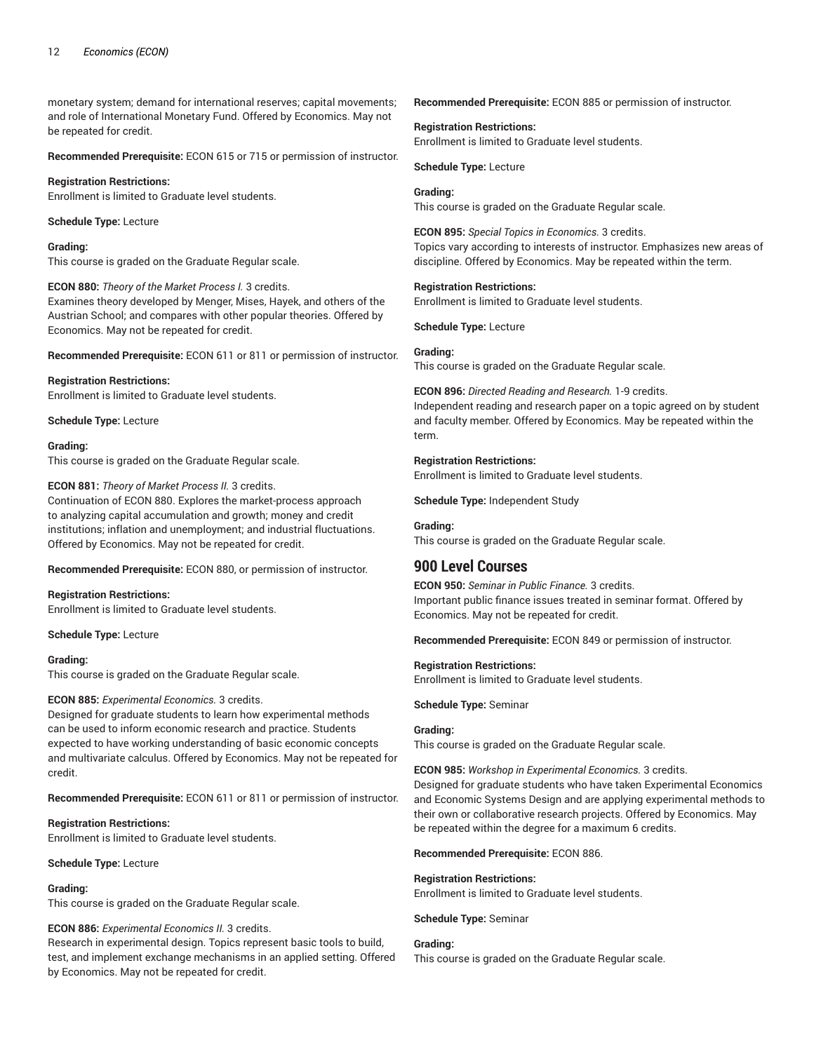monetary system; demand for international reserves; capital movements; and role of International Monetary Fund. Offered by Economics. May not be repeated for credit.

**Recommended Prerequisite:** ECON 615 or 715 or permission of instructor.

**Registration Restrictions:**
Enrollment is limited to Graduate level students.

**Schedule Type:** Lecture

**Grading:**
This course is graded on the Graduate Regular scale.

**ECON 880:** *Theory of the Market Process I.* 3 credits.
Examines theory developed by Menger, Mises, Hayek, and others of the Austrian School; and compares with other popular theories. Offered by Economics. May not be repeated for credit.

**Recommended Prerequisite:** ECON 611 or 811 or permission of instructor.

**Registration Restrictions:**
Enrollment is limited to Graduate level students.

**Schedule Type:** Lecture

**Grading:**
This course is graded on the Graduate Regular scale.

**ECON 881:** *Theory of Market Process II.* 3 credits.
Continuation of ECON 880. Explores the market-process approach to analyzing capital accumulation and growth; money and credit institutions; inflation and unemployment; and industrial fluctuations. Offered by Economics. May not be repeated for credit.

**Recommended Prerequisite:** ECON 880, or permission of instructor.

**Registration Restrictions:**
Enrollment is limited to Graduate level students.

**Schedule Type:** Lecture

**Grading:**
This course is graded on the Graduate Regular scale.

**ECON 885:** *Experimental Economics.* 3 credits.
Designed for graduate students to learn how experimental methods can be used to inform economic research and practice. Students expected to have working understanding of basic economic concepts and multivariate calculus. Offered by Economics. May not be repeated for credit.

**Recommended Prerequisite:** ECON 611 or 811 or permission of instructor.

**Registration Restrictions:**
Enrollment is limited to Graduate level students.

**Schedule Type:** Lecture

**Grading:**
This course is graded on the Graduate Regular scale.

**ECON 886:** *Experimental Economics II.* 3 credits.
Research in experimental design. Topics represent basic tools to build, test, and implement exchange mechanisms in an applied setting. Offered by Economics. May not be repeated for credit.

**Recommended Prerequisite:** ECON 885 or permission of instructor.

**Registration Restrictions:**
Enrollment is limited to Graduate level students.

**Schedule Type:** Lecture

**Grading:**
This course is graded on the Graduate Regular scale.

**ECON 895:** *Special Topics in Economics.* 3 credits.
Topics vary according to interests of instructor. Emphasizes new areas of discipline. Offered by Economics. May be repeated within the term.

**Registration Restrictions:**
Enrollment is limited to Graduate level students.

**Schedule Type:** Lecture

**Grading:**
This course is graded on the Graduate Regular scale.

**ECON 896:** *Directed Reading and Research.* 1-9 credits.
Independent reading and research paper on a topic agreed on by student and faculty member. Offered by Economics. May be repeated within the term.

**Registration Restrictions:**
Enrollment is limited to Graduate level students.

**Schedule Type:** Independent Study

**Grading:**
This course is graded on the Graduate Regular scale.

## 900 Level Courses

**ECON 950:** *Seminar in Public Finance.* 3 credits.
Important public finance issues treated in seminar format. Offered by Economics. May not be repeated for credit.

**Recommended Prerequisite:** ECON 849 or permission of instructor.

**Registration Restrictions:**
Enrollment is limited to Graduate level students.

**Schedule Type:** Seminar

**Grading:**
This course is graded on the Graduate Regular scale.

**ECON 985:** *Workshop in Experimental Economics.* 3 credits.
Designed for graduate students who have taken Experimental Economics and Economic Systems Design and are applying experimental methods to their own or collaborative research projects. Offered by Economics. May be repeated within the degree for a maximum 6 credits.

**Recommended Prerequisite:** ECON 886.

**Registration Restrictions:**
Enrollment is limited to Graduate level students.

**Schedule Type:** Seminar

**Grading:**
This course is graded on the Graduate Regular scale.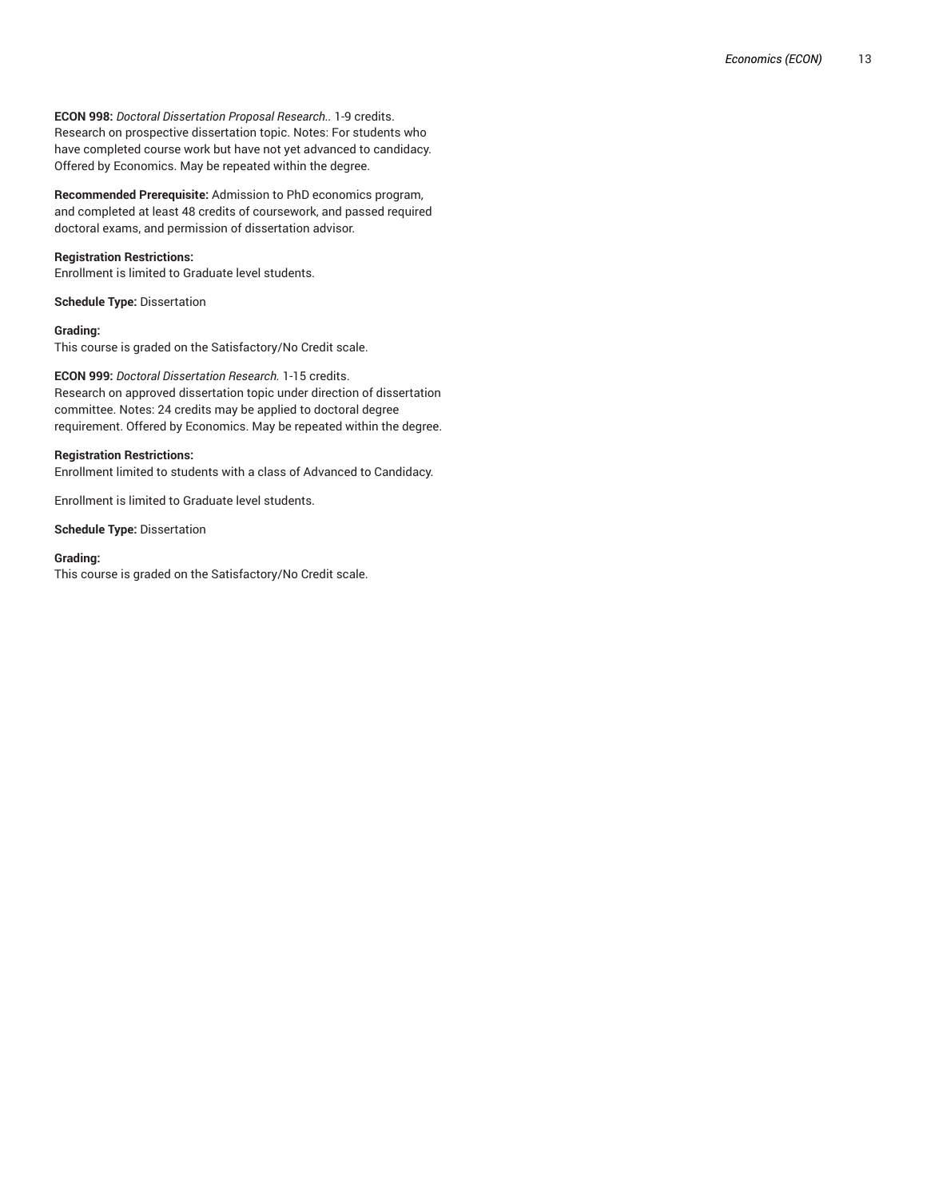**ECON 998:** *Doctoral Dissertation Proposal Research..* 1-9 credits.
Research on prospective dissertation topic. Notes: For students who have completed course work but have not yet advanced to candidacy. Offered by Economics. May be repeated within the degree.

**Recommended Prerequisite:** Admission to PhD economics program, and completed at least 48 credits of coursework, and passed required doctoral exams, and permission of dissertation advisor.

**Registration Restrictions:**
Enrollment is limited to Graduate level students.

**Schedule Type:** Dissertation

**Grading:**
This course is graded on the Satisfactory/No Credit scale.

**ECON 999:** *Doctoral Dissertation Research.* 1-15 credits.
Research on approved dissertation topic under direction of dissertation committee. Notes: 24 credits may be applied to doctoral degree requirement. Offered by Economics. May be repeated within the degree.

**Registration Restrictions:**
Enrollment limited to students with a class of Advanced to Candidacy.

Enrollment is limited to Graduate level students.

**Schedule Type:** Dissertation

**Grading:**
This course is graded on the Satisfactory/No Credit scale.